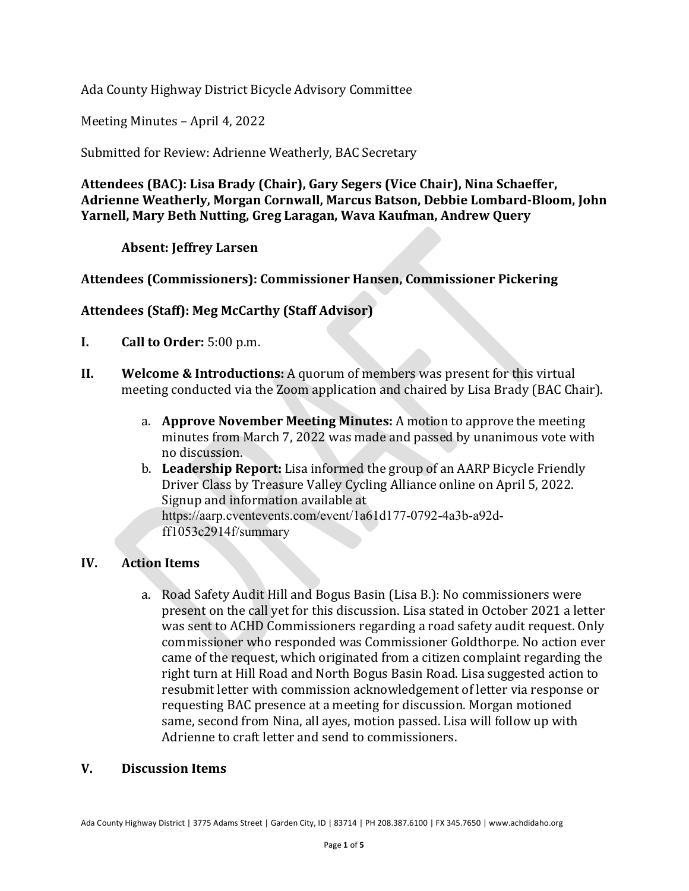Ada County Highway District Bicycle Advisory Committee

Meeting Minutes – April 4, 2022

Submitted for Review: Adrienne Weatherly, BAC Secretary

**Attendees (BAC): Lisa Brady (Chair), Gary Segers (Vice Chair), Nina Schaeffer, Adrienne Weatherly, Morgan Cornwall, Marcus Batson, Debbie Lombard-Bloom, John Yarnell, Mary Beth Nutting, Greg Laragan, Wava Kaufman, Andrew Query**

**Absent: Jeffrey Larsen**

**Attendees (Commissioners): Commissioner Hansen, Commissioner Pickering**

**Attendees (Staff): Meg McCarthy (Staff Advisor)**

**I. Call to Order:** 5:00 p.m.

**II. Welcome & Introductions:** A quorum of members was present for this virtual meeting conducted via the Zoom application and chaired by Lisa Brady (BAC Chair).

a. **Approve November Meeting Minutes:** A motion to approve the meeting minutes from March 7, 2022 was made and passed by unanimous vote with no discussion.

b. **Leadership Report:** Lisa informed the group of an AARP Bicycle Friendly Driver Class by Treasure Valley Cycling Alliance online on April 5, 2022. Signup and information available at https://aarp.cventevents.com/event/1a61d177-0792-4a3b-a92d-ff1053c2914f/summary

## IV. Action Items

a. Road Safety Audit Hill and Bogus Basin (Lisa B.): No commissioners were present on the call yet for this discussion. Lisa stated in October 2021 a letter was sent to ACHD Commissioners regarding a road safety audit request. Only commissioner who responded was Commissioner Goldthorpe. No action ever came of the request, which originated from a citizen complaint regarding the right turn at Hill Road and North Bogus Basin Road. Lisa suggested action to resubmit letter with commission acknowledgement of letter via response or requesting BAC presence at a meeting for discussion. Morgan motioned same, second from Nina, all ayes, motion passed. Lisa will follow up with Adrienne to craft letter and send to commissioners.

## V. Discussion Items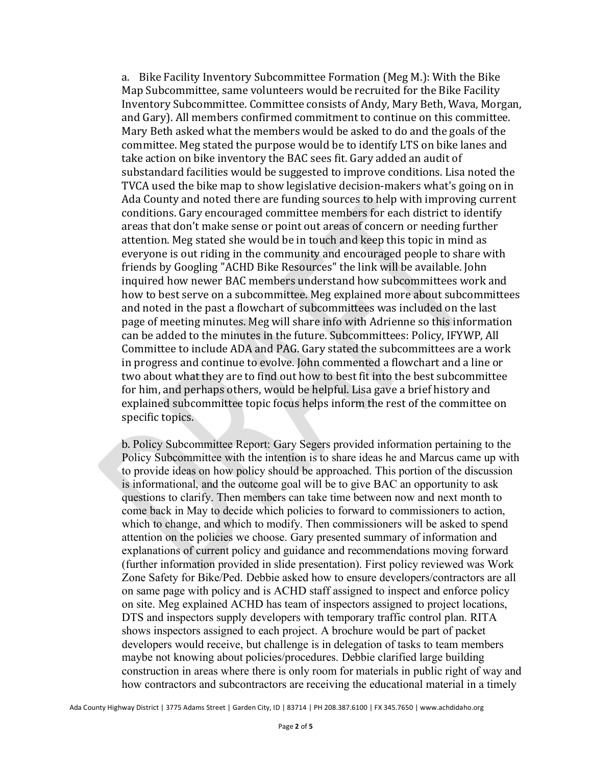a. Bike Facility Inventory Subcommittee Formation (Meg M.): With the Bike Map Subcommittee, same volunteers would be recruited for the Bike Facility Inventory Subcommittee. Committee consists of Andy, Mary Beth, Wava, Morgan, and Gary). All members confirmed commitment to continue on this committee. Mary Beth asked what the members would be asked to do and the goals of the committee. Meg stated the purpose would be to identify LTS on bike lanes and take action on bike inventory the BAC sees fit. Gary added an audit of substandard facilities would be suggested to improve conditions. Lisa noted the TVCA used the bike map to show legislative decision-makers what's going on in Ada County and noted there are funding sources to help with improving current conditions. Gary encouraged committee members for each district to identify areas that don't make sense or point out areas of concern or needing further attention. Meg stated she would be in touch and keep this topic in mind as everyone is out riding in the community and encouraged people to share with friends by Googling "ACHD Bike Resources" the link will be available. John inquired how newer BAC members understand how subcommittees work and how to best serve on a subcommittee. Meg explained more about subcommittees and noted in the past a flowchart of subcommittees was included on the last page of meeting minutes. Meg will share info with Adrienne so this information can be added to the minutes in the future. Subcommittees: Policy, IFYWP, All Committee to include ADA and PAG. Gary stated the subcommittees are a work in progress and continue to evolve. John commented a flowchart and a line or two about what they are to find out how to best fit into the best subcommittee for him, and perhaps others, would be helpful. Lisa gave a brief history and explained subcommittee topic focus helps inform the rest of the committee on specific topics.

b. Policy Subcommittee Report: Gary Segers provided information pertaining to the Policy Subcommittee with the intention is to share ideas he and Marcus came up with to provide ideas on how policy should be approached. This portion of the discussion is informational, and the outcome goal will be to give BAC an opportunity to ask questions to clarify. Then members can take time between now and next month to come back in May to decide which policies to forward to commissioners to action, which to change, and which to modify. Then commissioners will be asked to spend attention on the policies we choose. Gary presented summary of information and explanations of current policy and guidance and recommendations moving forward (further information provided in slide presentation). First policy reviewed was Work Zone Safety for Bike/Ped. Debbie asked how to ensure developers/contractors are all on same page with policy and is ACHD staff assigned to inspect and enforce policy on site. Meg explained ACHD has team of inspectors assigned to project locations, DTS and inspectors supply developers with temporary traffic control plan. RITA shows inspectors assigned to each project. A brochure would be part of packet developers would receive, but challenge is in delegation of tasks to team members maybe not knowing about policies/procedures. Debbie clarified large building construction in areas where there is only room for materials in public right of way and how contractors and subcontractors are receiving the educational material in a timely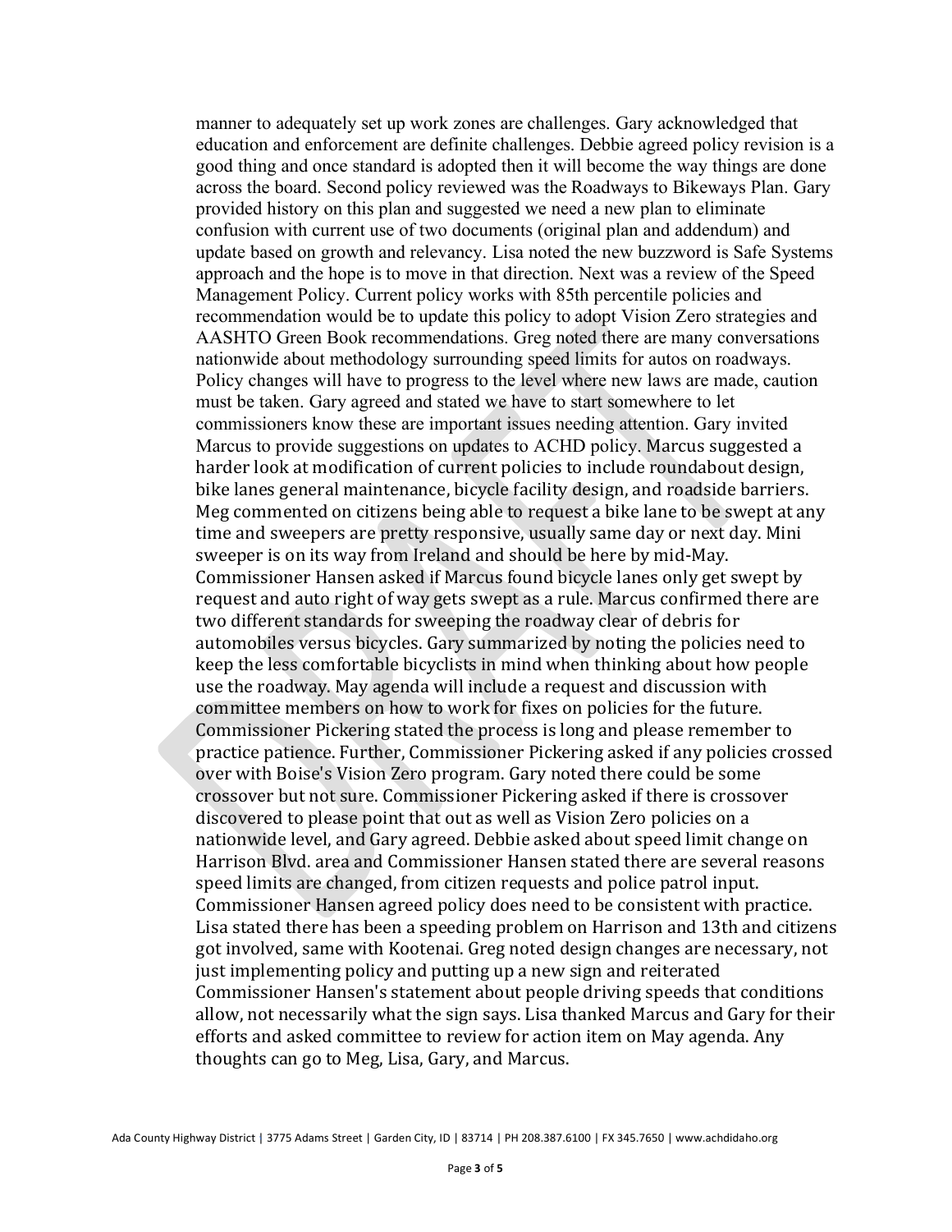manner to adequately set up work zones are challenges. Gary acknowledged that education and enforcement are definite challenges. Debbie agreed policy revision is a good thing and once standard is adopted then it will become the way things are done across the board. Second policy reviewed was the Roadways to Bikeways Plan. Gary provided history on this plan and suggested we need a new plan to eliminate confusion with current use of two documents (original plan and addendum) and update based on growth and relevancy. Lisa noted the new buzzword is Safe Systems approach and the hope is to move in that direction. Next was a review of the Speed Management Policy. Current policy works with 85th percentile policies and recommendation would be to update this policy to adopt Vision Zero strategies and AASHTO Green Book recommendations. Greg noted there are many conversations nationwide about methodology surrounding speed limits for autos on roadways. Policy changes will have to progress to the level where new laws are made, caution must be taken. Gary agreed and stated we have to start somewhere to let commissioners know these are important issues needing attention. Gary invited Marcus to provide suggestions on updates to ACHD policy. Marcus suggested a harder look at modification of current policies to include roundabout design, bike lanes general maintenance, bicycle facility design, and roadside barriers. Meg commented on citizens being able to request a bike lane to be swept at any time and sweepers are pretty responsive, usually same day or next day. Mini sweeper is on its way from Ireland and should be here by mid-May. Commissioner Hansen asked if Marcus found bicycle lanes only get swept by request and auto right of way gets swept as a rule. Marcus confirmed there are two different standards for sweeping the roadway clear of debris for automobiles versus bicycles. Gary summarized by noting the policies need to keep the less comfortable bicyclists in mind when thinking about how people use the roadway. May agenda will include a request and discussion with committee members on how to work for fixes on policies for the future. Commissioner Pickering stated the process is long and please remember to practice patience. Further, Commissioner Pickering asked if any policies crossed over with Boise's Vision Zero program. Gary noted there could be some crossover but not sure. Commissioner Pickering asked if there is crossover discovered to please point that out as well as Vision Zero policies on a nationwide level, and Gary agreed. Debbie asked about speed limit change on Harrison Blvd. area and Commissioner Hansen stated there are several reasons speed limits are changed, from citizen requests and police patrol input. Commissioner Hansen agreed policy does need to be consistent with practice. Lisa stated there has been a speeding problem on Harrison and 13th and citizens got involved, same with Kootenai. Greg noted design changes are necessary, not just implementing policy and putting up a new sign and reiterated Commissioner Hansen's statement about people driving speeds that conditions allow, not necessarily what the sign says. Lisa thanked Marcus and Gary for their efforts and asked committee to review for action item on May agenda. Any thoughts can go to Meg, Lisa, Gary, and Marcus.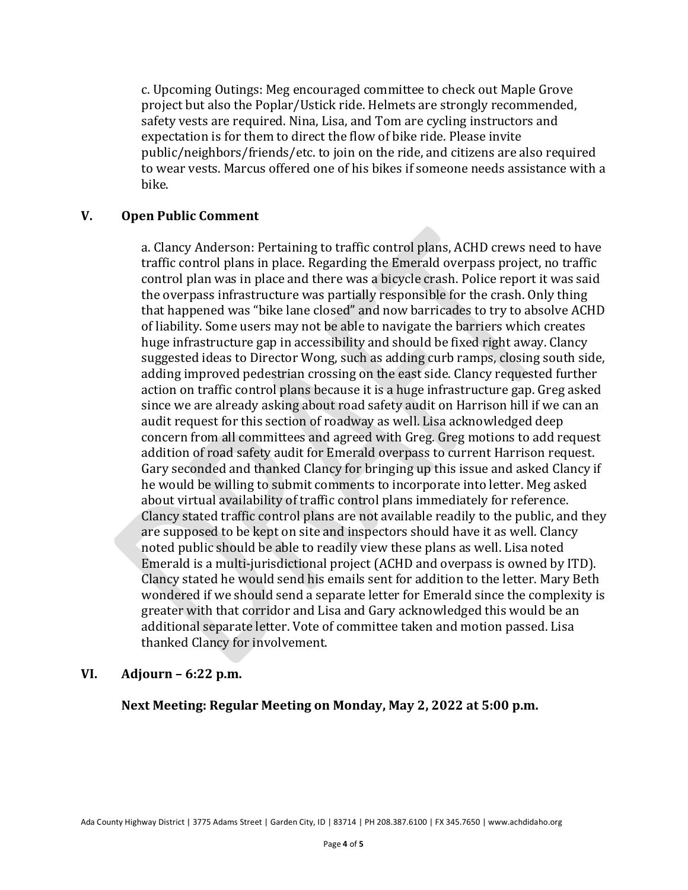c. Upcoming Outings: Meg encouraged committee to check out Maple Grove project but also the Poplar/Ustick ride. Helmets are strongly recommended, safety vests are required. Nina, Lisa, and Tom are cycling instructors and expectation is for them to direct the flow of bike ride. Please invite public/neighbors/friends/etc. to join on the ride, and citizens are also required to wear vests. Marcus offered one of his bikes if someone needs assistance with a bike.

## V. Open Public Comment

a. Clancy Anderson: Pertaining to traffic control plans, ACHD crews need to have traffic control plans in place. Regarding the Emerald overpass project, no traffic control plan was in place and there was a bicycle crash. Police report it was said the overpass infrastructure was partially responsible for the crash. Only thing that happened was "bike lane closed" and now barricades to try to absolve ACHD of liability. Some users may not be able to navigate the barriers which creates huge infrastructure gap in accessibility and should be fixed right away. Clancy suggested ideas to Director Wong, such as adding curb ramps, closing south side, adding improved pedestrian crossing on the east side. Clancy requested further action on traffic control plans because it is a huge infrastructure gap. Greg asked since we are already asking about road safety audit on Harrison hill if we can an audit request for this section of roadway as well. Lisa acknowledged deep concern from all committees and agreed with Greg. Greg motions to add request addition of road safety audit for Emerald overpass to current Harrison request. Gary seconded and thanked Clancy for bringing up this issue and asked Clancy if he would be willing to submit comments to incorporate into letter. Meg asked about virtual availability of traffic control plans immediately for reference. Clancy stated traffic control plans are not available readily to the public, and they are supposed to be kept on site and inspectors should have it as well. Clancy noted public should be able to readily view these plans as well. Lisa noted Emerald is a multi-jurisdictional project (ACHD and overpass is owned by ITD). Clancy stated he would send his emails sent for addition to the letter. Mary Beth wondered if we should send a separate letter for Emerald since the complexity is greater with that corridor and Lisa and Gary acknowledged this would be an additional separate letter. Vote of committee taken and motion passed. Lisa thanked Clancy for involvement.

## VI. Adjourn – 6:22 p.m.

**Next Meeting: Regular Meeting on Monday, May 2, 2022 at 5:00 p.m.**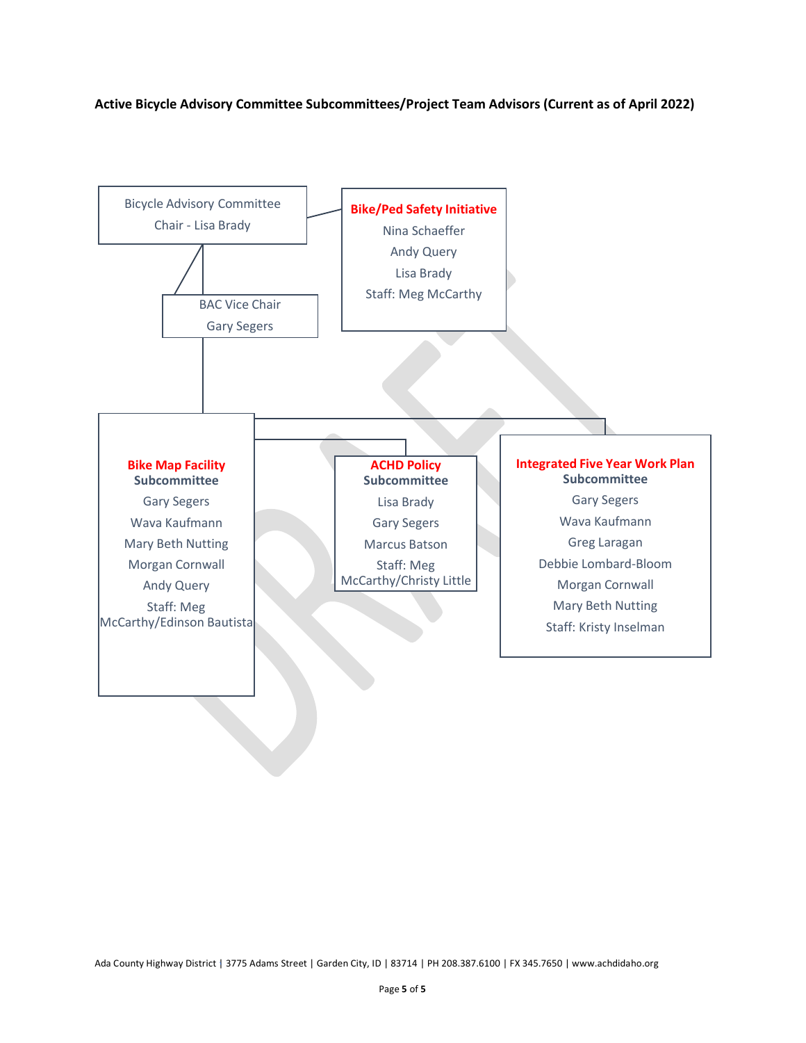**Active Bicycle Advisory Committee Subcommittees/Project Team Advisors (Current as of April 2022)**

Bicycle Advisory Committee
Chair - Lisa Brady

**Bike/Ped Safety Initiative**
Nina Schaeffer
Andy Query
Lisa Brady
Staff: Meg McCarthy

BAC Vice Chair
Gary Segers

**Bike Map Facility Subcommittee**
Gary Segers
Wava Kaufmann
Mary Beth Nutting
Morgan Cornwall
Andy Query
Staff: Meg McCarthy/Edinson Bautista

**ACHD Policy Subcommittee**
Lisa Brady
Gary Segers
Marcus Batson
Staff: Meg McCarthy/Christy Little

**Integrated Five Year Work Plan Subcommittee**
Gary Segers
Wava Kaufmann
Greg Laragan
Debbie Lombard-Bloom
Morgan Cornwall
Mary Beth Nutting
Staff: Kristy Inselman

Ada County Highway District | 3775 Adams Street | Garden City, ID | 83714 | PH 208.387.6100 | FX 345.7650 | www.achdidaho.org